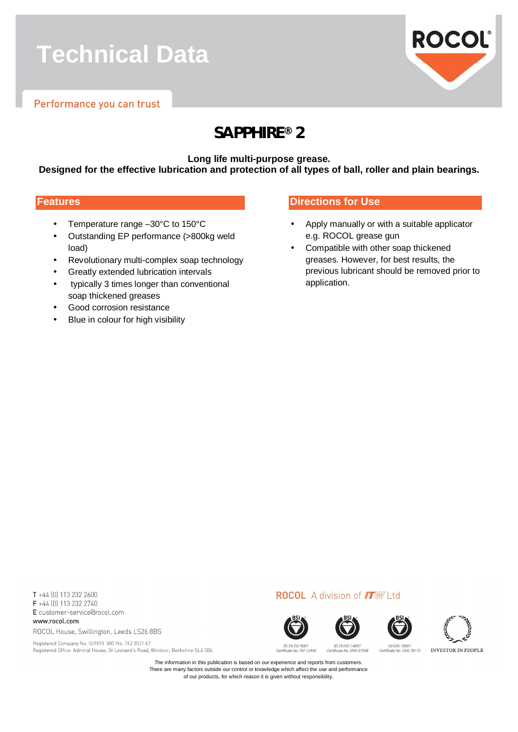# Technical Data

Performance you can trust

## SAPPHIRE® 2

**Long life multi-purpose grease.**
**Designed for the effective lubrication and protection of all types of ball, roller and plain bearings.**

### Features

- Temperature range –30°C to 150°C
- Outstanding EP performance (>800kg weld load)
- Revolutionary multi-complex soap technology
- Greatly extended lubrication intervals
- typically 3 times longer than conventional soap thickened greases
- Good corrosion resistance
- Blue in colour for high visibility

### Directions for Use

- Apply manually or with a suitable applicator e.g. ROCOL grease gun
- Compatible with other soap thickened greases. However, for best results, the previous lubricant should be removed prior to application.

T +44 (0) 113 232 2600
F +44 (0) 113 232 2740
E customer-service@rocol.com
www.rocol.com
ROCOL House, Swillington, Leeds LS26 8BS

Registered Company No. 559693 VAT No. 742 0531 67
Registered Office: Admiral House, St Leonard's Road, Windsor, Berkshire SL4 3BL

ROCOL A division of ITW Ltd

BS EN ISO 9001 Certificate No. FM 12448
BS EN ISO 14001 Certificate No. EMS 67596
OHSAS 18001 Certificate No. OHS 78173
INVESTOR IN PEOPLE

The information in this publication is based on our experience and reports from customers. There are many factors outside our control or knowledge which affect the use and performance of our products, for which reason it is given without responsibility.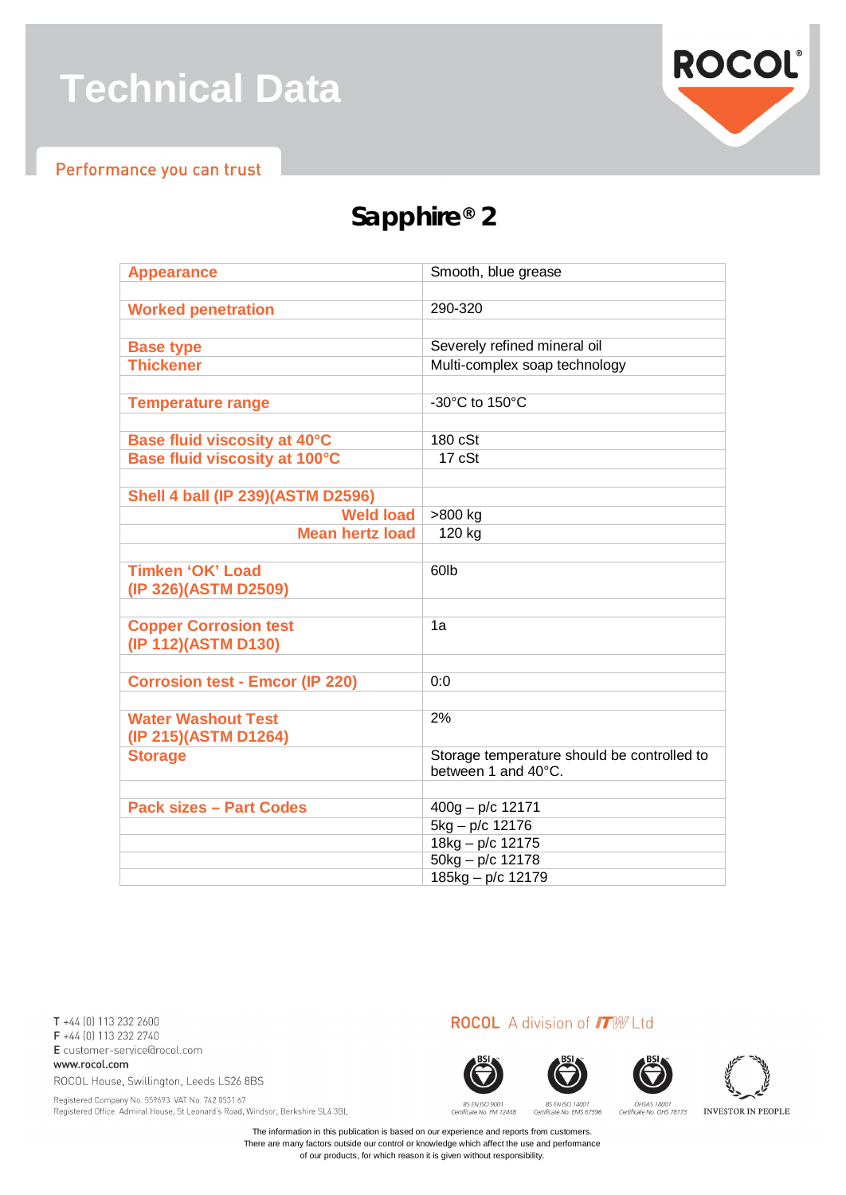# Technical Data

Performance you can trust

## Sapphire® 2

| | |
|---|---|
| **Appearance** | Smooth, blue grease |
| **Worked penetration** | 290-320 |
| **Base type** | Severely refined mineral oil |
| **Thickener** | Multi-complex soap technology |
| **Temperature range** | -30°C to 150°C |
| **Base fluid viscosity at 40°C** | 180 cSt |
| **Base fluid viscosity at 100°C** | 17 cSt |
| **Shell 4 ball (IP 239)(ASTM D2596)** | |
| **Weld load** | >800 kg |
| **Mean hertz load** | 120 kg |
| **Timken 'OK' Load (IP 326)(ASTM D2509)** | 60lb |
| **Copper Corrosion test (IP 112)(ASTM D130)** | 1a |
| **Corrosion test - Emcor (IP 220)** | 0:0 |
| **Water Washout Test (IP 215)(ASTM D1264)** | 2% |
| **Storage** | Storage temperature should be controlled to between 1 and 40°C. |
| **Pack sizes – Part Codes** | 400g – p/c 12171 |
| | 5kg – p/c 12176 |
| | 18kg – p/c 12175 |
| | 50kg – p/c 12178 |
| | 185kg – p/c 12179 |

T +44 (0) 113 232 2600
F +44 (0) 113 232 2740
E customer-service@rocol.com
www.rocol.com
ROCOL House, Swillington, Leeds LS26 8BS

Registered Company No. 559693 VAT No. 742 0531 67
Registered Office: Admiral House, St Leonard's Road, Windsor, Berkshire SL4 3BL

ROCOL A division of ITW Ltd

BS EN ISO 9001 Certificate No. FM 12448
BS EN ISO 14001 Certificate No. EMS 67596
OHSAS 18001 Certificate No. OHS 78173
INVESTOR IN PEOPLE

The information in this publication is based on our experience and reports from customers.
There are many factors outside our control or knowledge which affect the use and performance
of our products, for which reason it is given without responsibility.